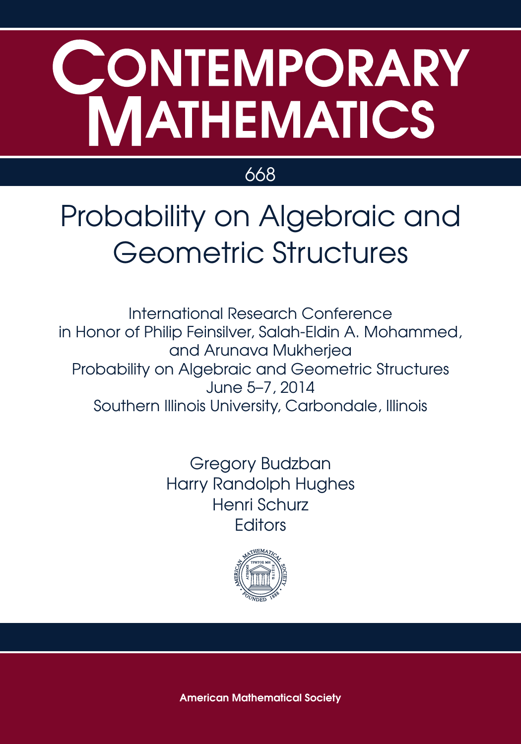# CONTEMPORARY MATHEMATICS

668

## Probability on Algebraic and Geometric Structures

International Research Conference
in Honor of Philip Feinsilver, Salah-Eldin A. Mohammed,
and Arunava Mukherjea
Probability on Algebraic and Geometric Structures
June 5–7, 2014
Southern Illinois University, Carbondale, Illinois

Gregory Budzban
Harry Randolph Hughes
Henri Schurz
Editors

American Mathematical Society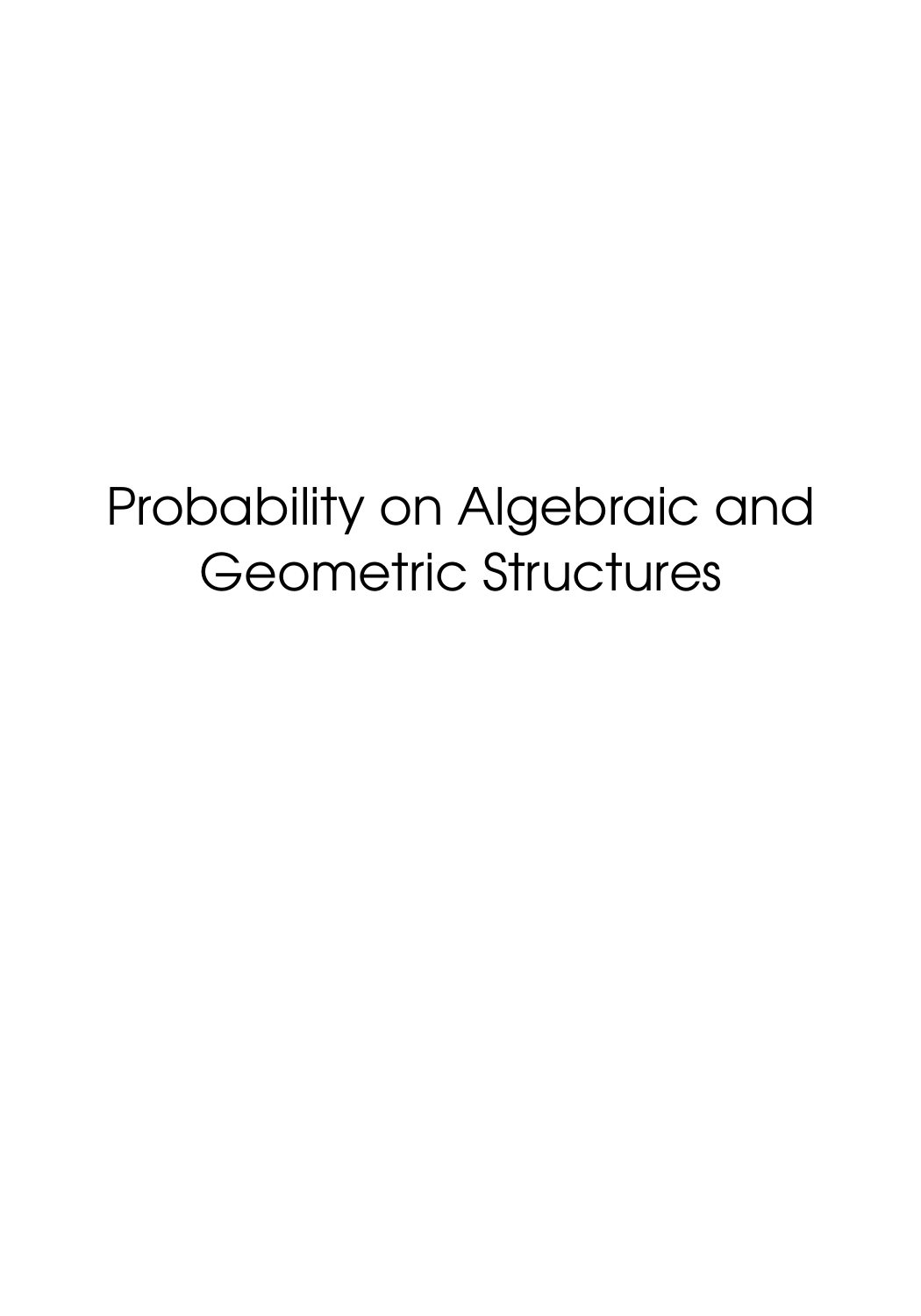# Probability on Algebraic and Geometric Structures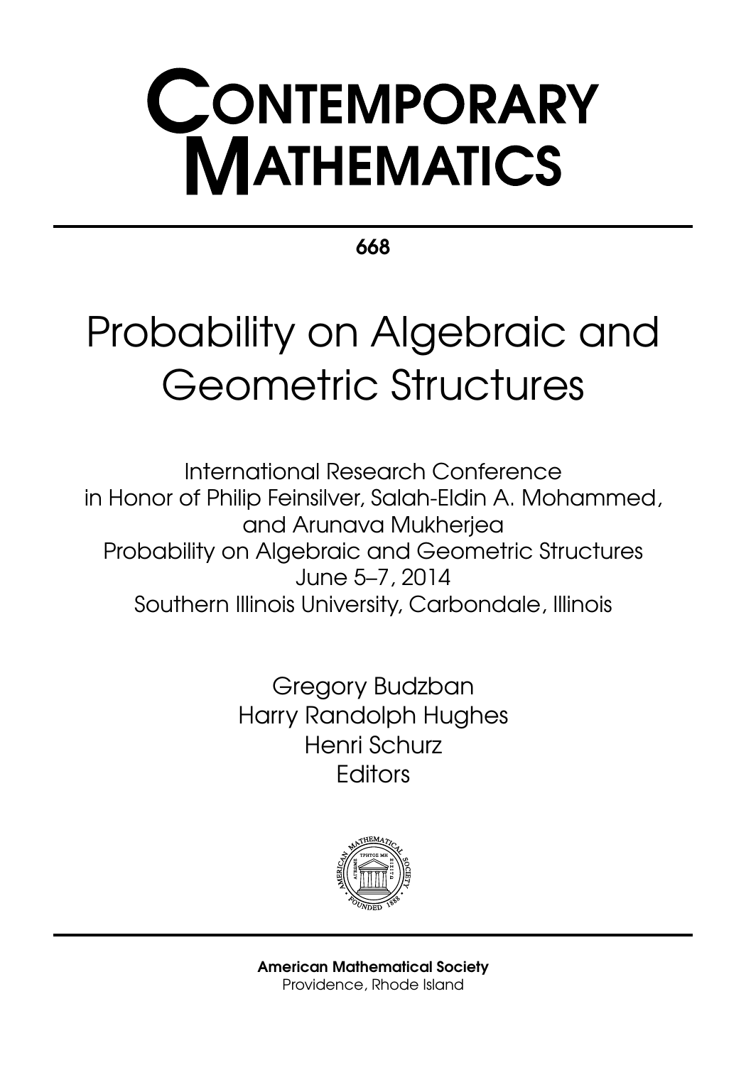# CONTEMPORARY MATHEMATICS

**668**

# Probability on Algebraic and Geometric Structures

International Research Conference
in Honor of Philip Feinsilver, Salah-Eldin A. Mohammed,
and Arunava Mukherjea
Probability on Algebraic and Geometric Structures
June 5–7, 2014
Southern Illinois University, Carbondale, Illinois

Gregory Budzban
Harry Randolph Hughes
Henri Schurz
Editors

**American Mathematical Society**
Providence, Rhode Island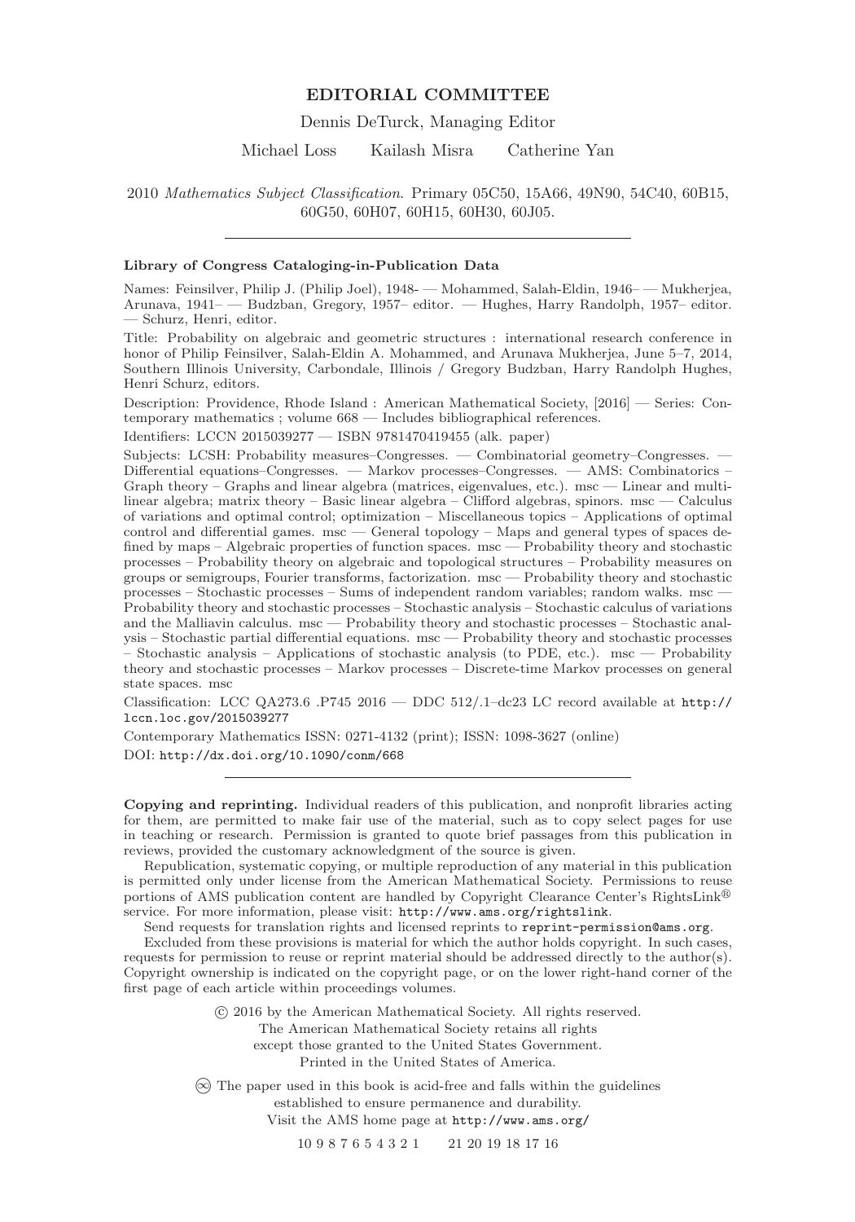## EDITORIAL COMMITTEE

Dennis DeTurck, Managing Editor

Michael Loss  Kailash Misra  Catherine Yan

2010 *Mathematics Subject Classification*. Primary 05C50, 15A66, 49N90, 54C40, 60B15, 60G50, 60H07, 60H15, 60H30, 60J05.

---

**Library of Congress Cataloging-in-Publication Data**

Names: Feinsilver, Philip J. (Philip Joel), 1948- — Mohammed, Salah-Eldin, 1946– — Mukherjea, Arunava, 1941– — Budzban, Gregory, 1957– editor. — Hughes, Harry Randolph, 1957– editor. — Schurz, Henri, editor.

Title: Probability on algebraic and geometric structures : international research conference in honor of Philip Feinsilver, Salah-Eldin A. Mohammed, and Arunava Mukherjea, June 5–7, 2014, Southern Illinois University, Carbondale, Illinois / Gregory Budzban, Harry Randolph Hughes, Henri Schurz, editors.

Description: Providence, Rhode Island : American Mathematical Society, [2016] — Series: Contemporary mathematics ; volume 668 — Includes bibliographical references.

Identifiers: LCCN 2015039277 — ISBN 9781470419455 (alk. paper)

Subjects: LCSH: Probability measures–Congresses. — Combinatorial geometry–Congresses. — Differential equations–Congresses. — Markov processes–Congresses. — AMS: Combinatorics – Graph theory – Graphs and linear algebra (matrices, eigenvalues, etc.). msc — Linear and multilinear algebra; matrix theory – Basic linear algebra – Clifford algebras, spinors. msc — Calculus of variations and optimal control; optimization – Miscellaneous topics – Applications of optimal control and differential games. msc — General topology – Maps and general types of spaces defined by maps – Algebraic properties of function spaces. msc — Probability theory and stochastic processes – Probability theory on algebraic and topological structures – Probability measures on groups or semigroups, Fourier transforms, factorization. msc — Probability theory and stochastic processes – Stochastic processes – Sums of independent random variables; random walks. msc — Probability theory and stochastic processes – Stochastic analysis – Stochastic calculus of variations and the Malliavin calculus. msc — Probability theory and stochastic processes – Stochastic analysis – Stochastic partial differential equations. msc — Probability theory and stochastic processes – Stochastic analysis – Applications of stochastic analysis (to PDE, etc.). msc — Probability theory and stochastic processes – Markov processes – Discrete-time Markov processes on general state spaces. msc

Classification: LCC QA273.6 .P745 2016 — DDC 512/.1–dc23 LC record available at http://lccn.loc.gov/2015039277

Contemporary Mathematics ISSN: 0271-4132 (print); ISSN: 1098-3627 (online)

DOI: http://dx.doi.org/10.1090/conm/668

---

**Copying and reprinting.** Individual readers of this publication, and nonprofit libraries acting for them, are permitted to make fair use of the material, such as to copy select pages for use in teaching or research. Permission is granted to quote brief passages from this publication in reviews, provided the customary acknowledgment of the source is given.

Republication, systematic copying, or multiple reproduction of any material in this publication is permitted only under license from the American Mathematical Society. Permissions to reuse portions of AMS publication content are handled by Copyright Clearance Center's RightsLink® service. For more information, please visit: http://www.ams.org/rightslink.

Send requests for translation rights and licensed reprints to reprint-permission@ams.org.

Excluded from these provisions is material for which the author holds copyright. In such cases, requests for permission to reuse or reprint material should be addressed directly to the author(s). Copyright ownership is indicated on the copyright page, or on the lower right-hand corner of the first page of each article within proceedings volumes.

© 2016 by the American Mathematical Society. All rights reserved.
The American Mathematical Society retains all rights
except those granted to the United States Government.
Printed in the United States of America.

∞ The paper used in this book is acid-free and falls within the guidelines
established to ensure permanence and durability.
Visit the AMS home page at http://www.ams.org/

10 9 8 7 6 5 4 3 2 1  21 20 19 18 17 16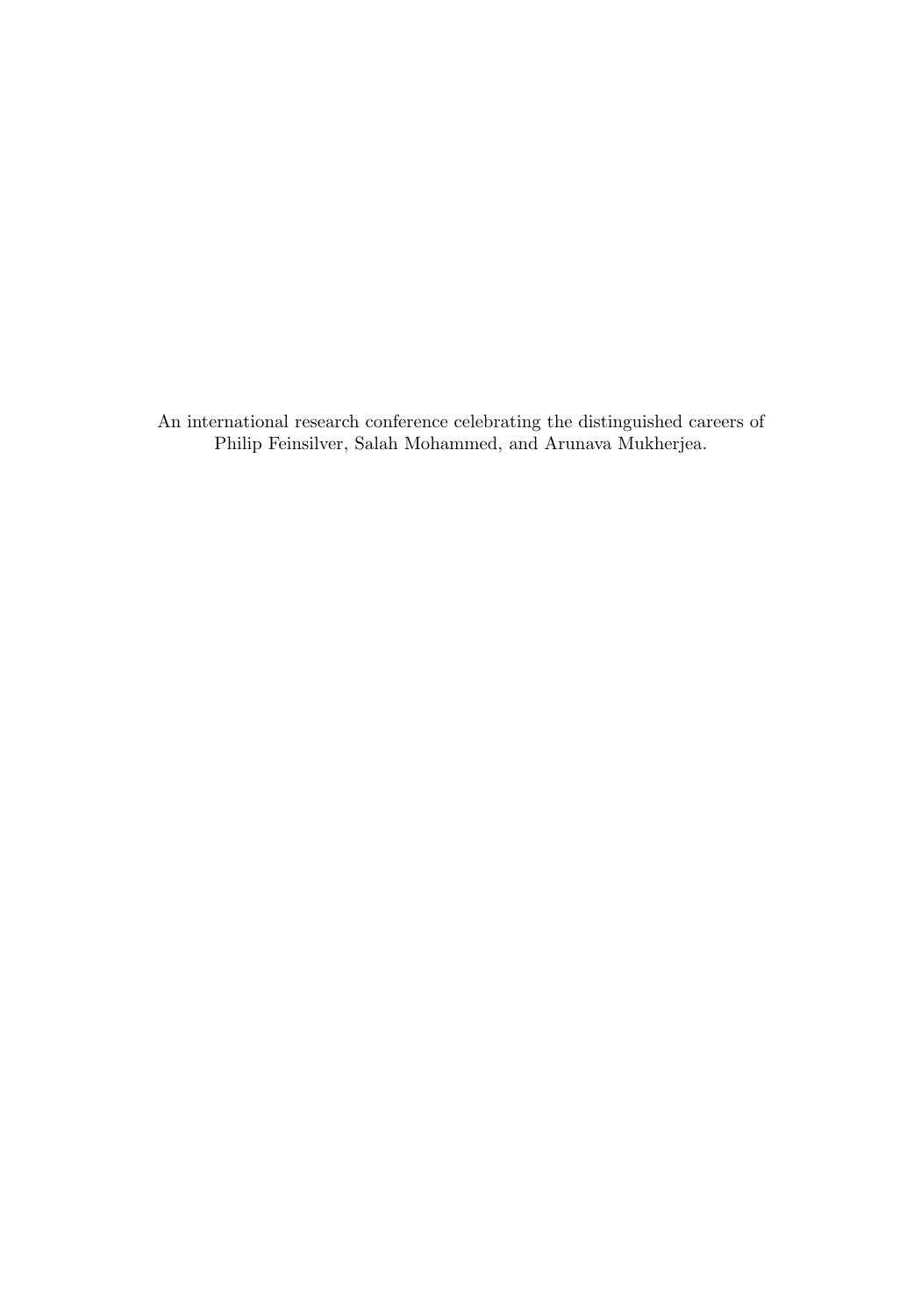An international research conference celebrating the distinguished careers of Philip Feinsilver, Salah Mohammed, and Arunava Mukherjea.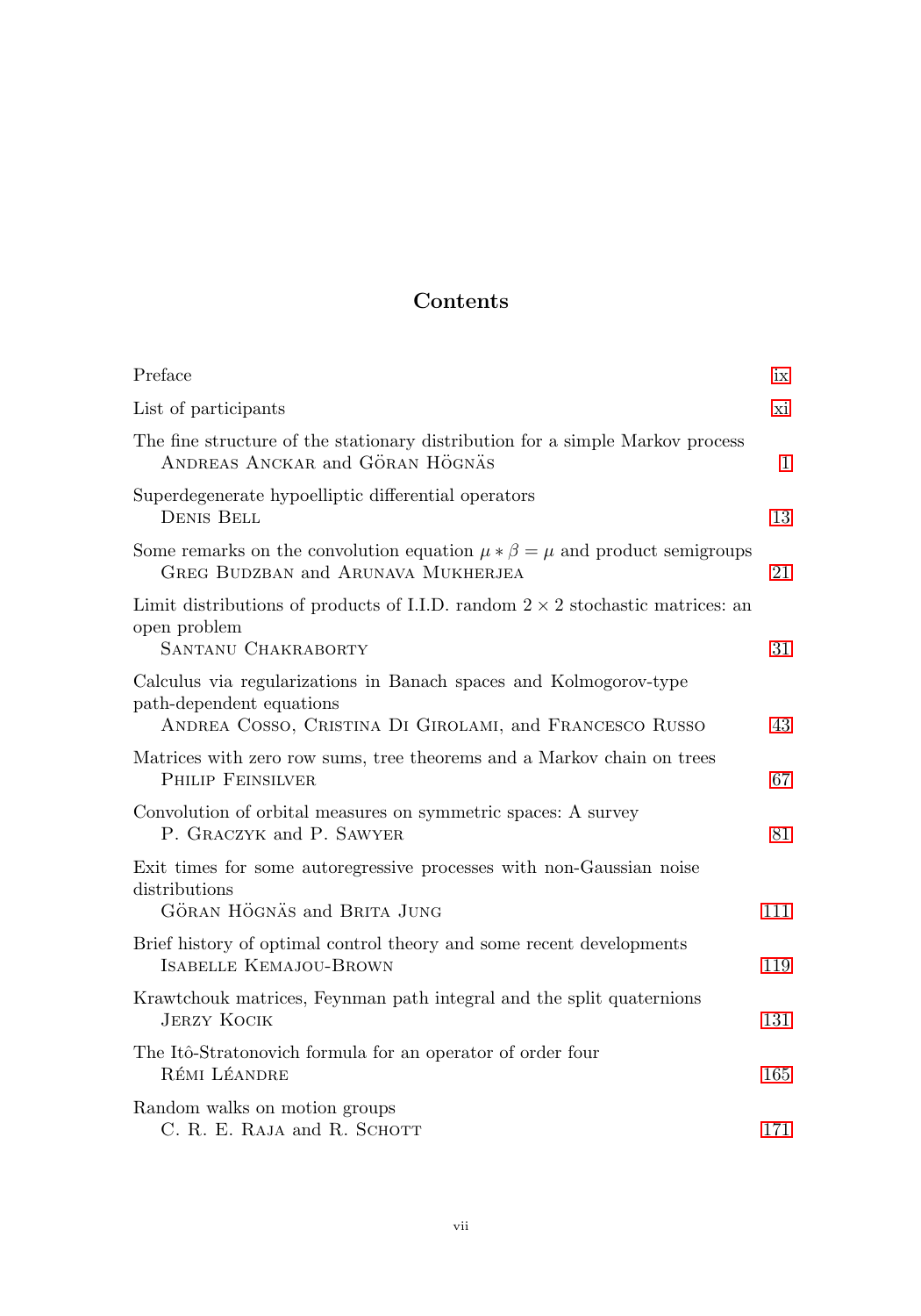# Contents

| | |
|---|---|
| Preface | ix |
| List of participants | xi |
| The fine structure of the stationary distribution for a simple Markov process<br>Andreas Anckar and Göran Högnäs | 1 |
| Superdegenerate hypoelliptic differential operators<br>Denis Bell | 13 |
| Some remarks on the convolution equation $\mu * \beta = \mu$ and product semigroups<br>Greg Budzban and Arunava Mukherjea | 21 |
| Limit distributions of products of I.I.D. random $2 \times 2$ stochastic matrices: an open problem<br>Santanu Chakraborty | 31 |
| Calculus via regularizations in Banach spaces and Kolmogorov-type path-dependent equations<br>Andrea Cosso, Cristina Di Girolami, and Francesco Russo | 43 |
| Matrices with zero row sums, tree theorems and a Markov chain on trees<br>Philip Feinsilver | 67 |
| Convolution of orbital measures on symmetric spaces: A survey<br>P. Graczyk and P. Sawyer | 81 |
| Exit times for some autoregressive processes with non-Gaussian noise distributions<br>Göran Högnäs and Brita Jung | 111 |
| Brief history of optimal control theory and some recent developments<br>Isabelle Kemajou-Brown | 119 |
| Krawtchouk matrices, Feynman path integral and the split quaternions<br>Jerzy Kocik | 131 |
| The Itô-Stratonovich formula for an operator of order four<br>Rémi Léandre | 165 |
| Random walks on motion groups<br>C. R. E. Raja and R. Schott | 171 |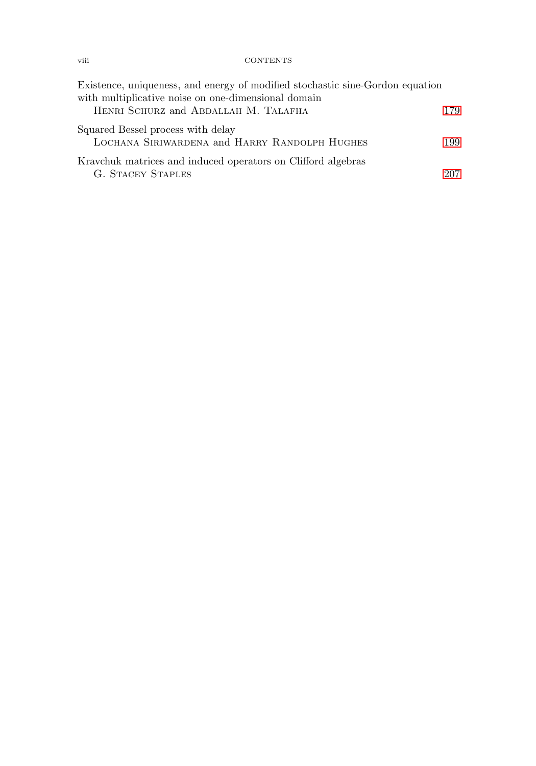Existence, uniqueness, and energy of modified stochastic sine-Gordon equation with multiplicative noise on one-dimensional domain
HENRI SCHURZ and ABDALLAH M. TALAFHA 179

Squared Bessel process with delay
LOCHANA SIRIWARDENA and HARRY RANDOLPH HUGHES 199

Kravchuk matrices and induced operators on Clifford algebras
G. STACEY STAPLES 207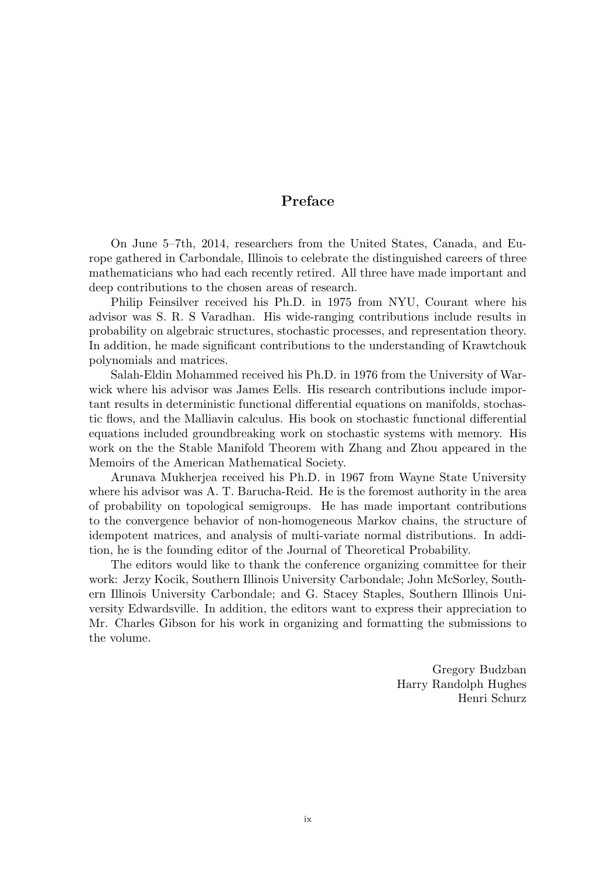# Preface

On June 5–7th, 2014, researchers from the United States, Canada, and Europe gathered in Carbondale, Illinois to celebrate the distinguished careers of three mathematicians who had each recently retired. All three have made important and deep contributions to the chosen areas of research.

Philip Feinsilver received his Ph.D. in 1975 from NYU, Courant where his advisor was S. R. S Varadhan. His wide-ranging contributions include results in probability on algebraic structures, stochastic processes, and representation theory. In addition, he made significant contributions to the understanding of Krawtchouk polynomials and matrices.

Salah-Eldin Mohammed received his Ph.D. in 1976 from the University of Warwick where his advisor was James Eells. His research contributions include important results in deterministic functional differential equations on manifolds, stochastic flows, and the Malliavin calculus. His book on stochastic functional differential equations included groundbreaking work on stochastic systems with memory. His work on the the Stable Manifold Theorem with Zhang and Zhou appeared in the Memoirs of the American Mathematical Society.

Arunava Mukherjea received his Ph.D. in 1967 from Wayne State University where his advisor was A. T. Barucha-Reid. He is the foremost authority in the area of probability on topological semigroups. He has made important contributions to the convergence behavior of non-homogeneous Markov chains, the structure of idempotent matrices, and analysis of multi-variate normal distributions. In addition, he is the founding editor of the Journal of Theoretical Probability.

The editors would like to thank the conference organizing committee for their work: Jerzy Kocik, Southern Illinois University Carbondale; John McSorley, Southern Illinois University Carbondale; and G. Stacey Staples, Southern Illinois University Edwardsville. In addition, the editors want to express their appreciation to Mr. Charles Gibson for his work in organizing and formatting the submissions to the volume.

Gregory Budzban
Harry Randolph Hughes
Henri Schurz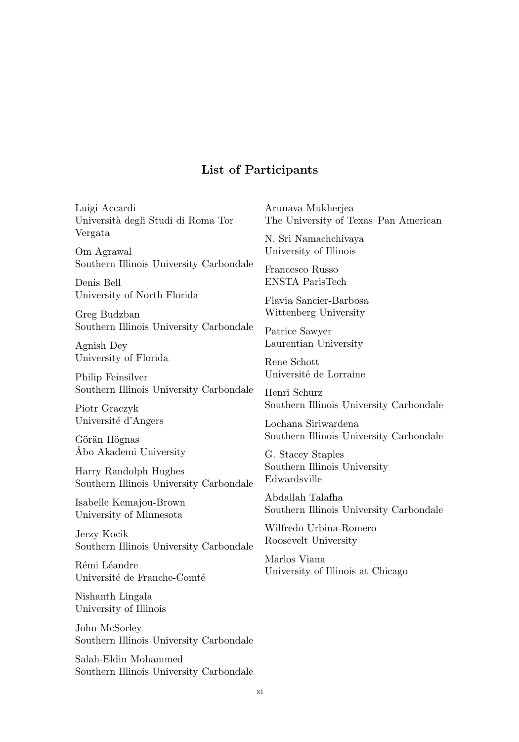## List of Participants

Luigi Accardi
Università degli Studi di Roma Tor Vergata

Om Agrawal
Southern Illinois University Carbondale

Denis Bell
University of North Florida

Greg Budzban
Southern Illinois University Carbondale

Agnish Dey
University of Florida

Philip Feinsilver
Southern Illinois University Carbondale

Piotr Graczyk
Université d'Angers

Görän Högnas
Åbo Akademi University

Harry Randolph Hughes
Southern Illinois University Carbondale

Isabelle Kemajou-Brown
University of Minnesota

Jerzy Kocik
Southern Illinois University Carbondale

Rémi Léandre
Université de Franche-Comté

Nishanth Lingala
University of Illinois

John McSorley
Southern Illinois University Carbondale

Salah-Eldin Mohammed
Southern Illinois University Carbondale

Arunava Mukherjea
The University of Texas–Pan American

N. Sri Namachchivaya
University of Illinois

Francesco Russo
ENSTA ParisTech

Flavia Sancier-Barbosa
Wittenberg University

Patrice Sawyer
Laurentian University

Rene Schott
Université de Lorraine

Henri Schurz
Southern Illinois University Carbondale

Lochana Siriwardena
Southern Illinois University Carbondale

G. Stacey Staples
Southern Illinois University Edwardsville

Abdallah Talafha
Southern Illinois University Carbondale

Wilfredo Urbina-Romero
Roosevelt University

Marlos Viana
University of Illinois at Chicago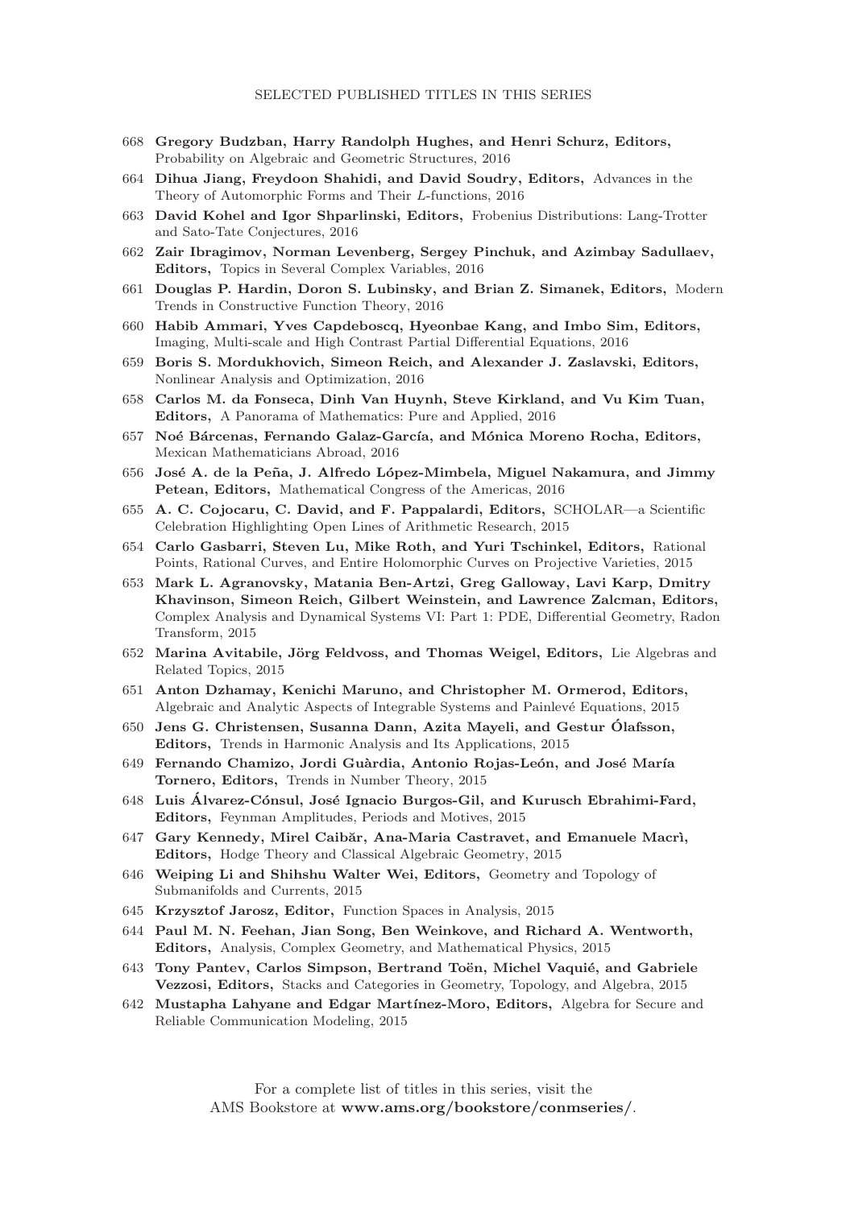## SELECTED PUBLISHED TITLES IN THIS SERIES

668 **Gregory Budzban, Harry Randolph Hughes, and Henri Schurz, Editors,** Probability on Algebraic and Geometric Structures, 2016

664 **Dihua Jiang, Freydoon Shahidi, and David Soudry, Editors,** Advances in the Theory of Automorphic Forms and Their $L$-functions, 2016

663 **David Kohel and Igor Shparlinski, Editors,** Frobenius Distributions: Lang-Trotter and Sato-Tate Conjectures, 2016

662 **Zair Ibragimov, Norman Levenberg, Sergey Pinchuk, and Azimbay Sadullaev, Editors,** Topics in Several Complex Variables, 2016

661 **Douglas P. Hardin, Doron S. Lubinsky, and Brian Z. Simanek, Editors,** Modern Trends in Constructive Function Theory, 2016

660 **Habib Ammari, Yves Capdeboscq, Hyeonbae Kang, and Imbo Sim, Editors,** Imaging, Multi-scale and High Contrast Partial Differential Equations, 2016

659 **Boris S. Mordukhovich, Simeon Reich, and Alexander J. Zaslavski, Editors,** Nonlinear Analysis and Optimization, 2016

658 **Carlos M. da Fonseca, Dinh Van Huynh, Steve Kirkland, and Vu Kim Tuan, Editors,** A Panorama of Mathematics: Pure and Applied, 2016

657 **Noé Bárcenas, Fernando Galaz-García, and Mónica Moreno Rocha, Editors,** Mexican Mathematicians Abroad, 2016

656 **José A. de la Peña, J. Alfredo López-Mimbela, Miguel Nakamura, and Jimmy Petean, Editors,** Mathematical Congress of the Americas, 2016

655 **A. C. Cojocaru, C. David, and F. Pappalardi, Editors,** SCHOLAR—a Scientific Celebration Highlighting Open Lines of Arithmetic Research, 2015

654 **Carlo Gasbarri, Steven Lu, Mike Roth, and Yuri Tschinkel, Editors,** Rational Points, Rational Curves, and Entire Holomorphic Curves on Projective Varieties, 2015

653 **Mark L. Agranovsky, Matania Ben-Artzi, Greg Galloway, Lavi Karp, Dmitry Khavinson, Simeon Reich, Gilbert Weinstein, and Lawrence Zalcman, Editors,** Complex Analysis and Dynamical Systems VI: Part 1: PDE, Differential Geometry, Radon Transform, 2015

652 **Marina Avitabile, Jörg Feldvoss, and Thomas Weigel, Editors,** Lie Algebras and Related Topics, 2015

651 **Anton Dzhamay, Kenichi Maruno, and Christopher M. Ormerod, Editors,** Algebraic and Analytic Aspects of Integrable Systems and Painlevé Equations, 2015

650 **Jens G. Christensen, Susanna Dann, Azita Mayeli, and Gestur Ólafsson, Editors,** Trends in Harmonic Analysis and Its Applications, 2015

649 **Fernando Chamizo, Jordi Guàrdia, Antonio Rojas-León, and José María Tornero, Editors,** Trends in Number Theory, 2015

648 **Luis Álvarez-Cónsul, José Ignacio Burgos-Gil, and Kurusch Ebrahimi-Fard, Editors,** Feynman Amplitudes, Periods and Motives, 2015

647 **Gary Kennedy, Mirel Caibăr, Ana-Maria Castravet, and Emanuele Macrì, Editors,** Hodge Theory and Classical Algebraic Geometry, 2015

646 **Weiping Li and Shihshu Walter Wei, Editors,** Geometry and Topology of Submanifolds and Currents, 2015

645 **Krzysztof Jarosz, Editor,** Function Spaces in Analysis, 2015

644 **Paul M. N. Feehan, Jian Song, Ben Weinkove, and Richard A. Wentworth, Editors,** Analysis, Complex Geometry, and Mathematical Physics, 2015

643 **Tony Pantev, Carlos Simpson, Bertrand Toën, Michel Vaquié, and Gabriele Vezzosi, Editors,** Stacks and Categories in Geometry, Topology, and Algebra, 2015

642 **Mustapha Lahyane and Edgar Martínez-Moro, Editors,** Algebra for Secure and Reliable Communication Modeling, 2015

For a complete list of titles in this series, visit the
AMS Bookstore at **www.ams.org/bookstore/conmseries/**.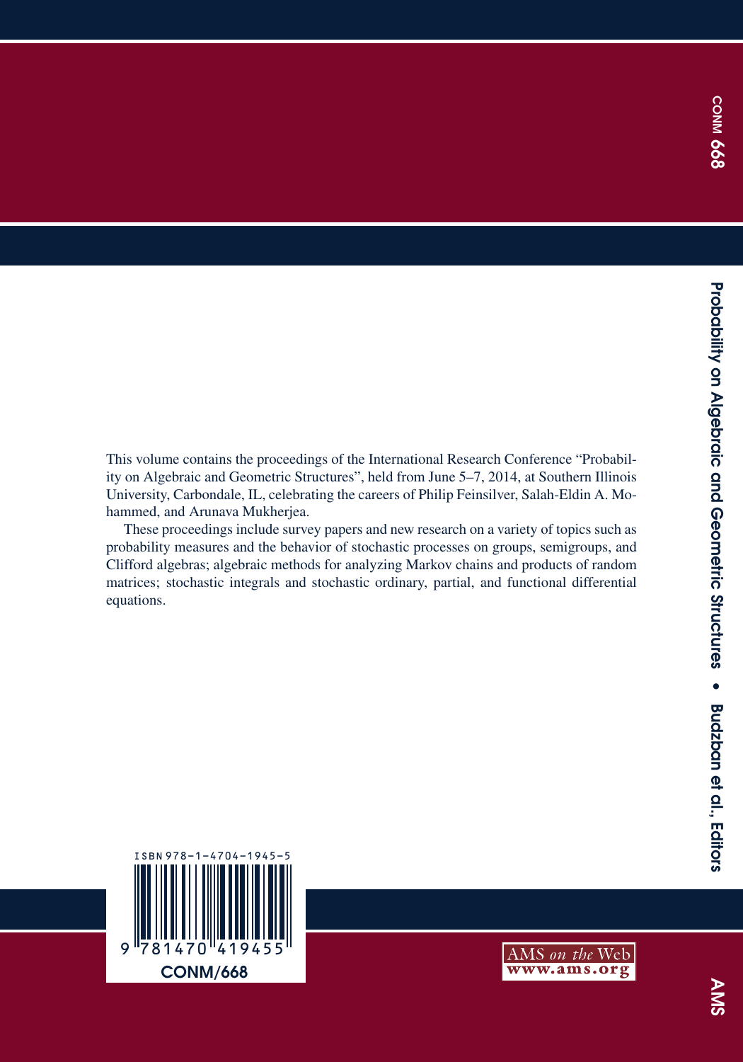This volume contains the proceedings of the International Research Conference “Probability on Algebraic and Geometric Structures”, held from June 5–7, 2014, at Southern Illinois University, Carbondale, IL, celebrating the careers of Philip Feinsilver, Salah-Eldin A. Mohammed, and Arunava Mukherjea.

These proceedings include survey papers and new research on a variety of topics such as probability measures and the behavior of stochastic processes on groups, semigroups, and Clifford algebras; algebraic methods for analyzing Markov chains and products of random matrices; stochastic integrals and stochastic ordinary, partial, and functional differential equations.

ISBN 978-1-4704-1945-5

9 781470 419455

CONM/668

AMS *on the* Web
www.ams.org